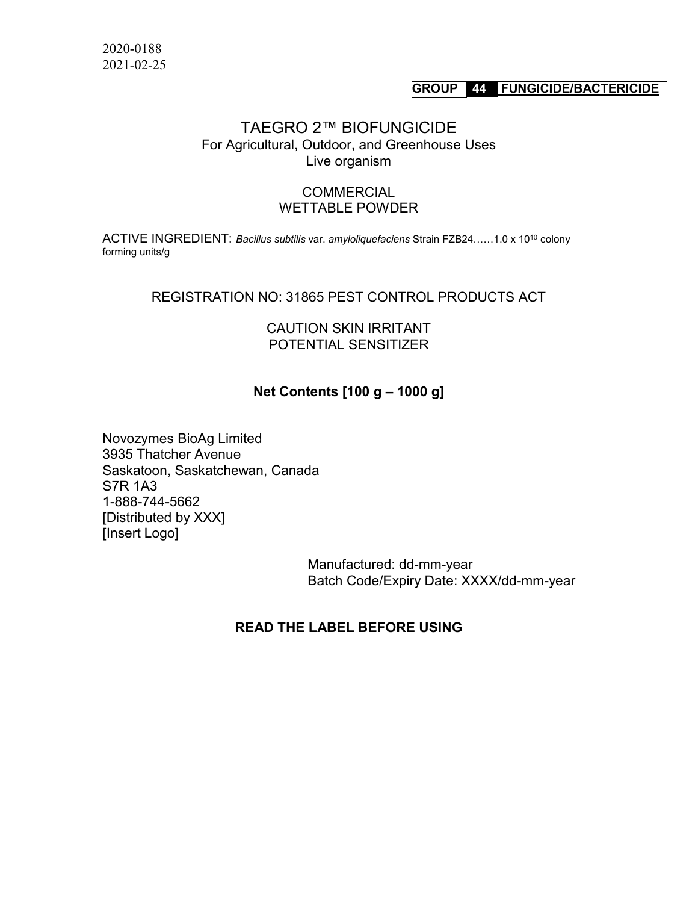2020-0188
2021-02-25

**GROUP 44 FUNGICIDE/BACTERICIDE**

# TAEGRO 2™ BIOFUNGICIDE

For Agricultural, Outdoor, and Greenhouse Uses
Live organism

COMMERCIAL
WETTABLE POWDER

ACTIVE INGREDIENT: *Bacillus subtilis* var. *amyloliquefaciens* Strain FZB24……$1.0 \times 10^{10}$ colony forming units/g

REGISTRATION NO: 31865 PEST CONTROL PRODUCTS ACT

CAUTION SKIN IRRITANT
POTENTIAL SENSITIZER

**Net Contents [100 g – 1000 g]**

Novozymes BioAg Limited
3935 Thatcher Avenue
Saskatoon, Saskatchewan, Canada
S7R 1A3
1-888-744-5662
[Distributed by XXX]
[Insert Logo]

Manufactured: dd-mm-year
Batch Code/Expiry Date: XXXX/dd-mm-year

**READ THE LABEL BEFORE USING**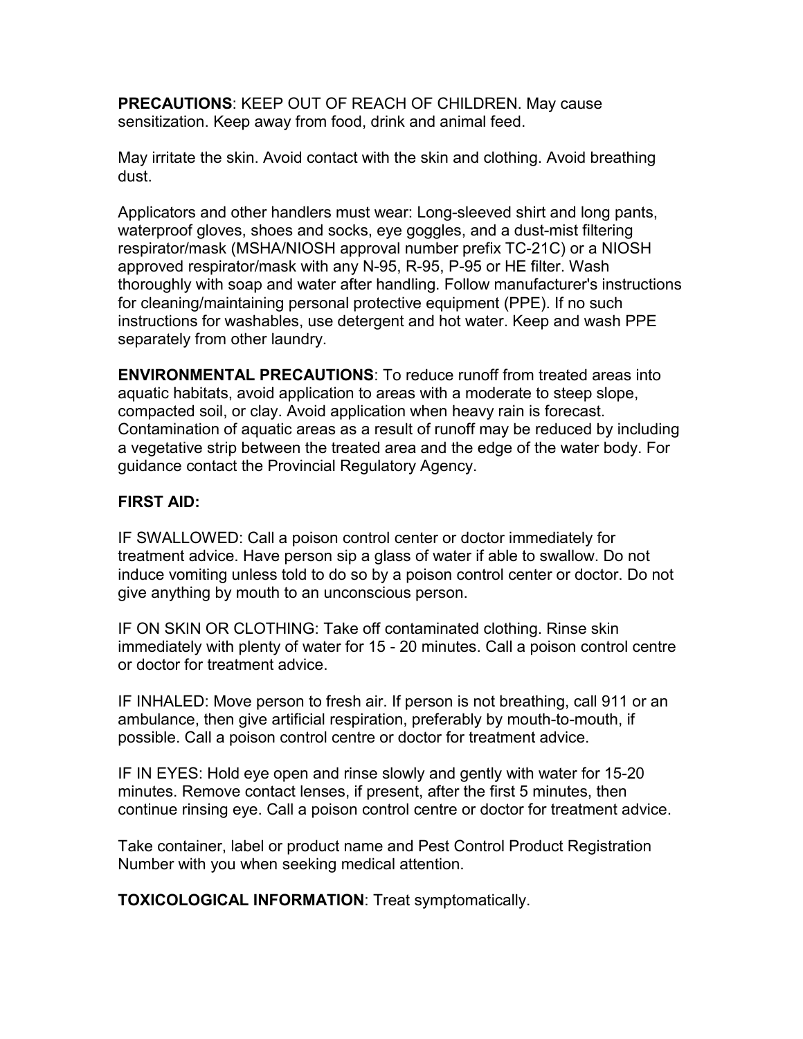**PRECAUTIONS**: KEEP OUT OF REACH OF CHILDREN. May cause sensitization. Keep away from food, drink and animal feed.

May irritate the skin. Avoid contact with the skin and clothing. Avoid breathing dust.

Applicators and other handlers must wear: Long-sleeved shirt and long pants, waterproof gloves, shoes and socks, eye goggles, and a dust-mist filtering respirator/mask (MSHA/NIOSH approval number prefix TC-21C) or a NIOSH approved respirator/mask with any N-95, R-95, P-95 or HE filter. Wash thoroughly with soap and water after handling. Follow manufacturer's instructions for cleaning/maintaining personal protective equipment (PPE). If no such instructions for washables, use detergent and hot water. Keep and wash PPE separately from other laundry.

**ENVIRONMENTAL PRECAUTIONS**: To reduce runoff from treated areas into aquatic habitats, avoid application to areas with a moderate to steep slope, compacted soil, or clay. Avoid application when heavy rain is forecast. Contamination of aquatic areas as a result of runoff may be reduced by including a vegetative strip between the treated area and the edge of the water body. For guidance contact the Provincial Regulatory Agency.

**FIRST AID:**

IF SWALLOWED: Call a poison control center or doctor immediately for treatment advice. Have person sip a glass of water if able to swallow. Do not induce vomiting unless told to do so by a poison control center or doctor. Do not give anything by mouth to an unconscious person.

IF ON SKIN OR CLOTHING: Take off contaminated clothing. Rinse skin immediately with plenty of water for 15 - 20 minutes. Call a poison control centre or doctor for treatment advice.

IF INHALED: Move person to fresh air. If person is not breathing, call 911 or an ambulance, then give artificial respiration, preferably by mouth-to-mouth, if possible. Call a poison control centre or doctor for treatment advice.

IF IN EYES: Hold eye open and rinse slowly and gently with water for 15-20 minutes. Remove contact lenses, if present, after the first 5 minutes, then continue rinsing eye. Call a poison control centre or doctor for treatment advice.

Take container, label or product name and Pest Control Product Registration Number with you when seeking medical attention.

**TOXICOLOGICAL INFORMATION**: Treat symptomatically.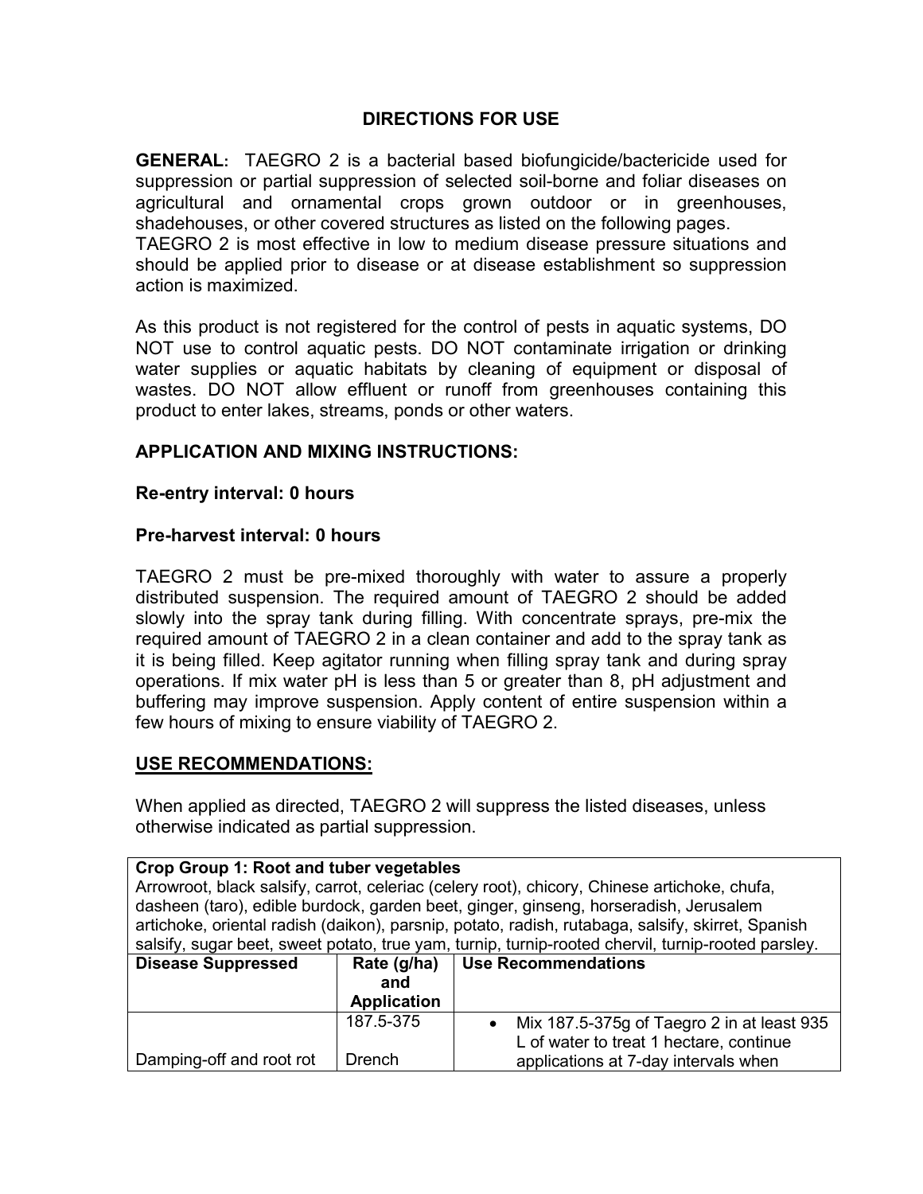## DIRECTIONS FOR USE

**GENERAL:** TAEGRO 2 is a bacterial based biofungicide/bactericide used for suppression or partial suppression of selected soil-borne and foliar diseases on agricultural and ornamental crops grown outdoor or in greenhouses, shadehouses, or other covered structures as listed on the following pages.
TAEGRO 2 is most effective in low to medium disease pressure situations and should be applied prior to disease or at disease establishment so suppression action is maximized.

As this product is not registered for the control of pests in aquatic systems, DO NOT use to control aquatic pests. DO NOT contaminate irrigation or drinking water supplies or aquatic habitats by cleaning of equipment or disposal of wastes. DO NOT allow effluent or runoff from greenhouses containing this product to enter lakes, streams, ponds or other waters.

### APPLICATION AND MIXING INSTRUCTIONS:

**Re-entry interval: 0 hours**

**Pre-harvest interval: 0 hours**

TAEGRO 2 must be pre-mixed thoroughly with water to assure a properly distributed suspension. The required amount of TAEGRO 2 should be added slowly into the spray tank during filling. With concentrate sprays, pre-mix the required amount of TAEGRO 2 in a clean container and add to the spray tank as it is being filled. Keep agitator running when filling spray tank and during spray operations. If mix water pH is less than 5 or greater than 8, pH adjustment and buffering may improve suspension. Apply content of entire suspension within a few hours of mixing to ensure viability of TAEGRO 2.

### USE RECOMMENDATIONS:

When applied as directed, TAEGRO 2 will suppress the listed diseases, unless otherwise indicated as partial suppression.

| **Crop Group 1: Root and tuber vegetables**<br>Arrowroot, black salsify, carrot, celeriac (celery root), chicory, Chinese artichoke, chufa, dasheen (taro), edible burdock, garden beet, ginger, ginseng, horseradish, Jerusalem artichoke, oriental radish (daikon), parsnip, potato, radish, rutabaga, salsify, skirret, Spanish salsify, sugar beet, sweet potato, true yam, turnip, turnip-rooted chervil, turnip-rooted parsley. | | |
|---|---|---|
| **Disease Suppressed** | **Rate (g/ha) and Application** | **Use Recommendations** |
| Damping-off and root rot | 187.5-375<br>Drench | • Mix 187.5-375g of Taegro 2 in at least 935 L of water to treat 1 hectare, continue applications at 7-day intervals when |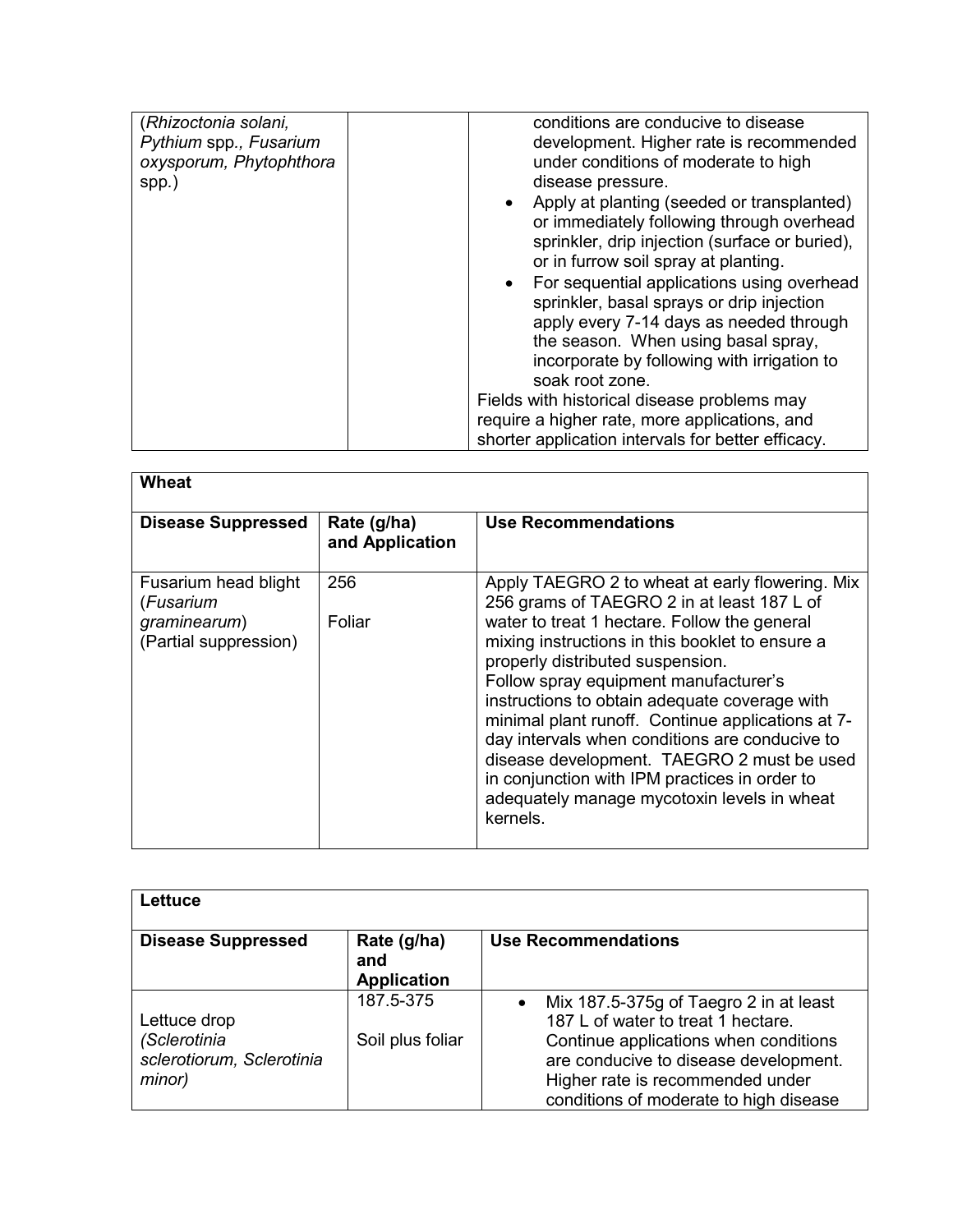| | | |
|---|---|---|
| (*Rhizoctonia solani*, *Pythium* spp., *Fusarium oxysporum*, *Phytophthora* spp.) | | conditions are conducive to disease development. Higher rate is recommended under conditions of moderate to high disease pressure.<br>• Apply at planting (seeded or transplanted) or immediately following through overhead sprinkler, drip injection (surface or buried), or in furrow soil spray at planting.<br>• For sequential applications using overhead sprinkler, basal sprays or drip injection apply every 7-14 days as needed through the season. When using basal spray, incorporate by following with irrigation to soak root zone.<br>Fields with historical disease problems may require a higher rate, more applications, and shorter application intervals for better efficacy. |

| **Wheat** | | |
|---|---|---|
| **Disease Suppressed** | **Rate (g/ha) and Application** | **Use Recommendations** |
| Fusarium head blight (*Fusarium graminearum*) (Partial suppression) | 256<br><br>Foliar | Apply TAEGRO 2 to wheat at early flowering. Mix 256 grams of TAEGRO 2 in at least 187 L of water to treat 1 hectare. Follow the general mixing instructions in this booklet to ensure a properly distributed suspension.<br>Follow spray equipment manufacturer's instructions to obtain adequate coverage with minimal plant runoff. Continue applications at 7-day intervals when conditions are conducive to disease development. TAEGRO 2 must be used in conjunction with IPM practices in order to adequately manage mycotoxin levels in wheat kernels. |

| **Lettuce** | | |
|---|---|---|
| **Disease Suppressed** | **Rate (g/ha) and Application** | **Use Recommendations** |
| Lettuce drop (*Sclerotinia sclerotiorum*, *Sclerotinia minor*) | 187.5-375<br><br>Soil plus foliar | • Mix 187.5-375g of Taegro 2 in at least 187 L of water to treat 1 hectare. Continue applications when conditions are conducive to disease development. Higher rate is recommended under conditions of moderate to high disease |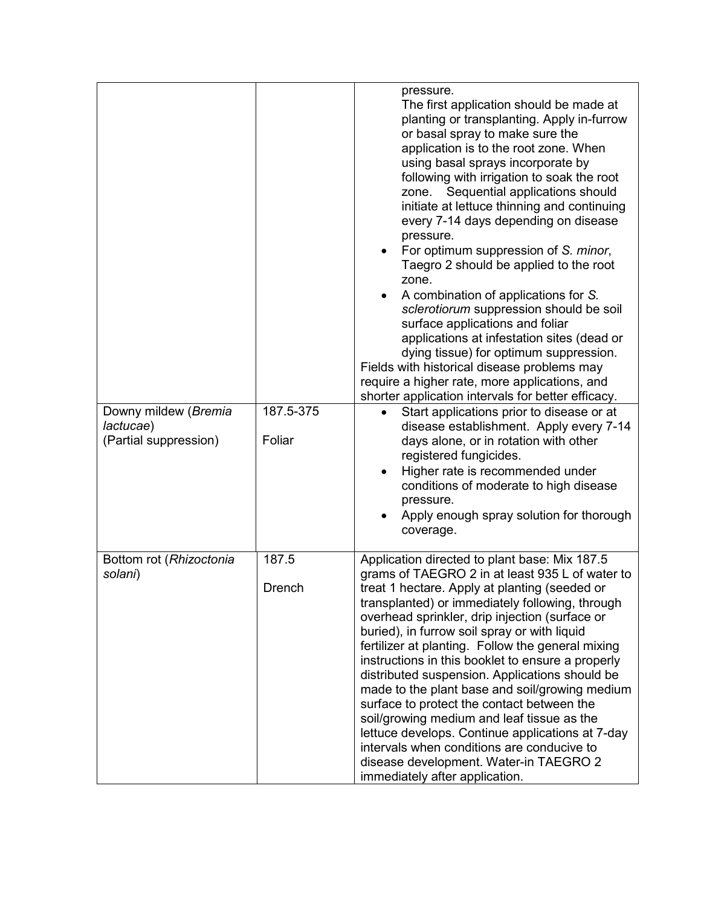| | | |
|---|---|---|
| | | pressure.<br>The first application should be made at planting or transplanting. Apply in-furrow or basal spray to make sure the application is to the root zone. When using basal sprays incorporate by following with irrigation to soak the root zone. Sequential applications should initiate at lettuce thinning and continuing every 7-14 days depending on disease pressure.<br>• For optimum suppression of *S. minor*, Taegro 2 should be applied to the root zone.<br>• A combination of applications for *S. sclerotiorum* suppression should be soil surface applications and foliar applications at infestation sites (dead or dying tissue) for optimum suppression.<br>Fields with historical disease problems may require a higher rate, more applications, and shorter application intervals for better efficacy. |
| Downy mildew (*Bremia lactucae*)<br>(Partial suppression) | 187.5-375<br><br>Foliar | • Start applications prior to disease or at disease establishment. Apply every 7-14 days alone, or in rotation with other registered fungicides.<br>• Higher rate is recommended under conditions of moderate to high disease pressure.<br>• Apply enough spray solution for thorough coverage. |
| Bottom rot (*Rhizoctonia solani*) | 187.5<br><br>Drench | Application directed to plant base: Mix 187.5 grams of TAEGRO 2 in at least 935 L of water to treat 1 hectare. Apply at planting (seeded or transplanted) or immediately following, through overhead sprinkler, drip injection (surface or buried), in furrow soil spray or with liquid fertilizer at planting. Follow the general mixing instructions in this booklet to ensure a properly distributed suspension. Applications should be made to the plant base and soil/growing medium surface to protect the contact between the soil/growing medium and leaf tissue as the lettuce develops. Continue applications at 7-day intervals when conditions are conducive to disease development. Water-in TAEGRO 2 immediately after application. |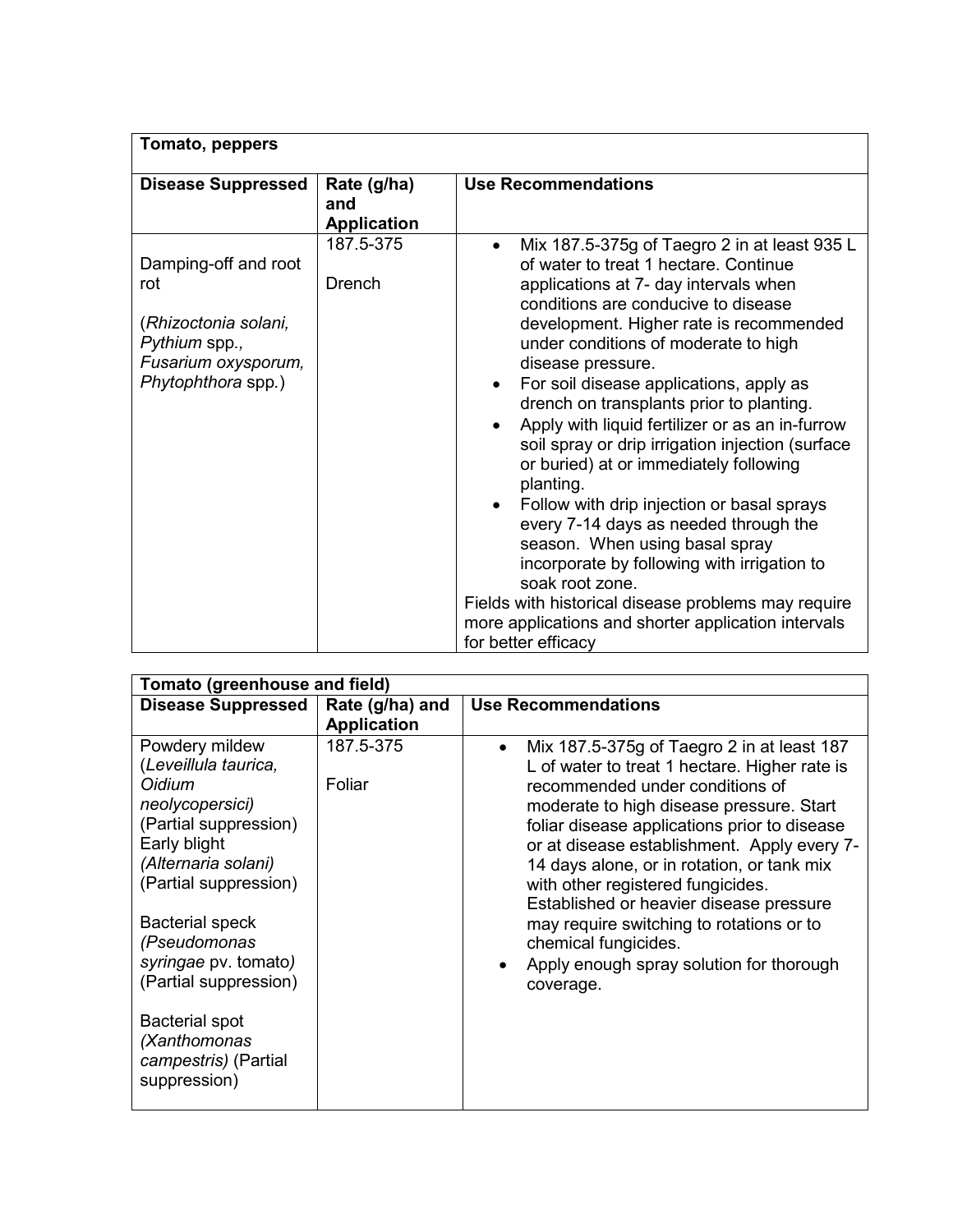| Tomato, peppers | | |
|---|---|---|
| **Disease Suppressed** | **Rate (g/ha) and Application** | **Use Recommendations** |
| Damping-off and root rot<br><br>(*Rhizoctonia solani, Pythium* spp.*, Fusarium oxysporum, Phytophthora* spp.) | 187.5-375<br><br>Drench | • Mix 187.5-375g of Taegro 2 in at least 935 L of water to treat 1 hectare. Continue applications at 7- day intervals when conditions are conducive to disease development. Higher rate is recommended under conditions of moderate to high disease pressure.<br>• For soil disease applications, apply as drench on transplants prior to planting.<br>• Apply with liquid fertilizer or as an in-furrow soil spray or drip irrigation injection (surface or buried) at or immediately following planting.<br>• Follow with drip injection or basal sprays every 7-14 days as needed through the season. When using basal spray incorporate by following with irrigation to soak root zone.<br>Fields with historical disease problems may require more applications and shorter application intervals for better efficacy |

| Tomato (greenhouse and field) | | |
|---|---|---|
| **Disease Suppressed** | **Rate (g/ha) and Application** | **Use Recommendations** |
| Powdery mildew (*Leveillula taurica, Oidium neolycopersici)* (Partial suppression)<br>Early blight *(Alternaria solani)* (Partial suppression)<br><br>Bacterial speck *(Pseudomonas syringae* pv. tomato*)* (Partial suppression)<br><br>Bacterial spot *(Xanthomonas campestris)* (Partial suppression) | 187.5-375<br><br>Foliar | • Mix 187.5-375g of Taegro 2 in at least 187 L of water to treat 1 hectare. Higher rate is recommended under conditions of moderate to high disease pressure. Start foliar disease applications prior to disease or at disease establishment. Apply every 7-14 days alone, or in rotation, or tank mix with other registered fungicides. Established or heavier disease pressure may require switching to rotations or to chemical fungicides.<br>• Apply enough spray solution for thorough coverage. |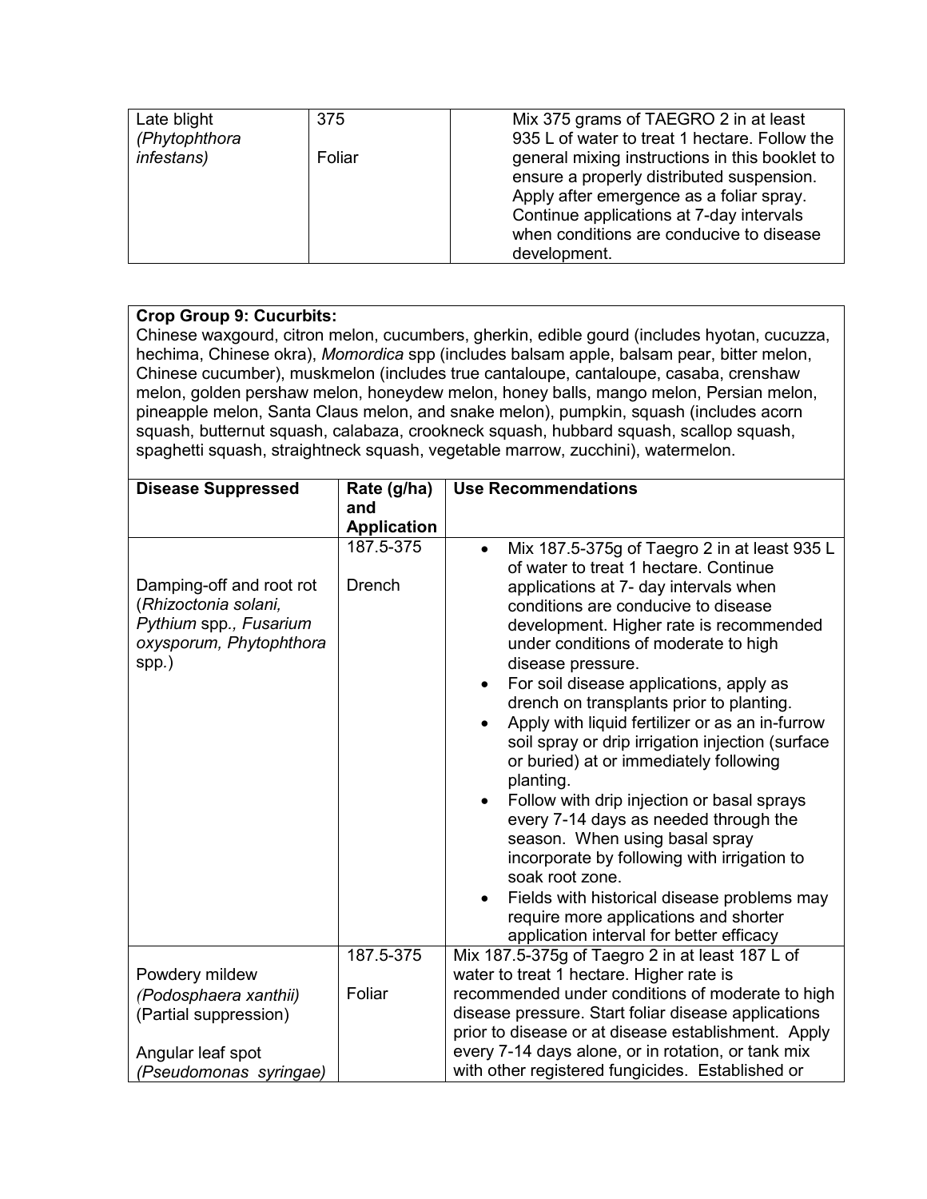| | | |
|---|---|---|
| Late blight *(Phytophthora infestans)* | 375<br><br>Foliar | Mix 375 grams of TAEGRO 2 in at least 935 L of water to treat 1 hectare. Follow the general mixing instructions in this booklet to ensure a properly distributed suspension. Apply after emergence as a foliar spray. Continue applications at 7-day intervals when conditions are conducive to disease development. |

**Crop Group 9: Cucurbits:**

Chinese waxgourd, citron melon, cucumbers, gherkin, edible gourd (includes hyotan, cucuzza, hechima, Chinese okra), *Momordica* spp (includes balsam apple, balsam pear, bitter melon, Chinese cucumber), muskmelon (includes true cantaloupe, cantaloupe, casaba, crenshaw melon, golden pershaw melon, honeydew melon, honey balls, mango melon, Persian melon, pineapple melon, Santa Claus melon, and snake melon), pumpkin, squash (includes acorn squash, butternut squash, calabaza, crookneck squash, hubbard squash, scallop squash, spaghetti squash, straightneck squash, vegetable marrow, zucchini), watermelon.

| **Disease Suppressed** | **Rate (g/ha) and Application** | **Use Recommendations** |
|---|---|---|
| Damping-off and root rot (*Rhizoctonia solani, Pythium* spp., *Fusarium oxysporum, Phytophthora* spp.) | 187.5-375<br><br>Drench | • Mix 187.5-375g of Taegro 2 in at least 935 L of water to treat 1 hectare. Continue applications at 7- day intervals when conditions are conducive to disease development. Higher rate is recommended under conditions of moderate to high disease pressure.<br>• For soil disease applications, apply as drench on transplants prior to planting.<br>• Apply with liquid fertilizer or as an in-furrow soil spray or drip irrigation injection (surface or buried) at or immediately following planting.<br>• Follow with drip injection or basal sprays every 7-14 days as needed through the season. When using basal spray incorporate by following with irrigation to soak root zone.<br>• Fields with historical disease problems may require more applications and shorter application interval for better efficacy |
| Powdery mildew *(Podosphaera xanthii)* (Partial suppression)<br><br>Angular leaf spot *(Pseudomonas syringae)* | 187.5-375<br><br>Foliar | Mix 187.5-375g of Taegro 2 in at least 187 L of water to treat 1 hectare. Higher rate is recommended under conditions of moderate to high disease pressure. Start foliar disease applications prior to disease or at disease establishment. Apply every 7-14 days alone, or in rotation, or tank mix with other registered fungicides. Established or |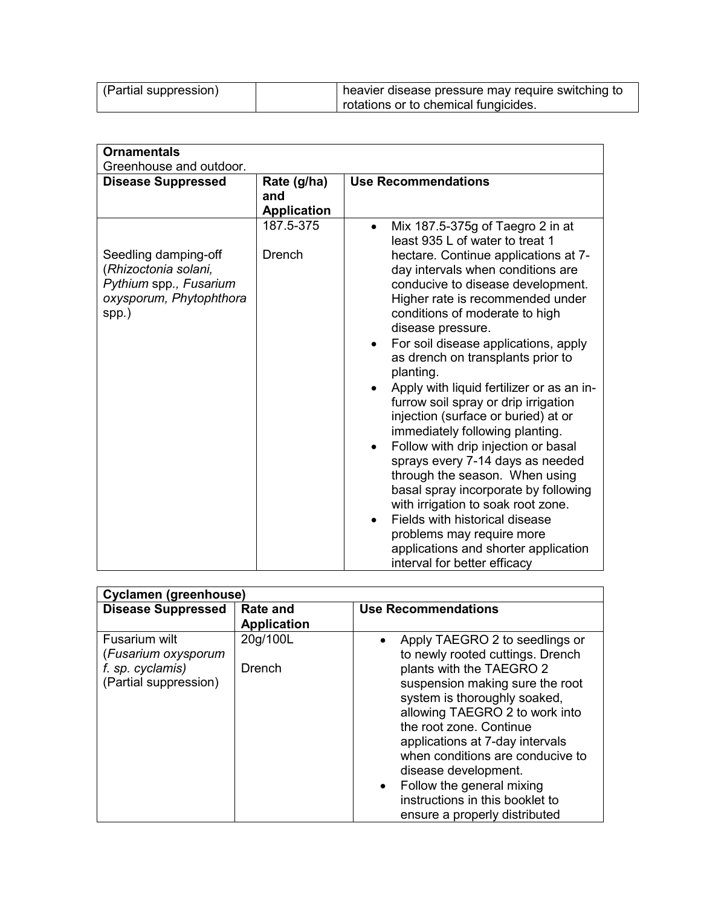| (Partial suppression) | | heavier disease pressure may require switching to rotations or to chemical fungicides. |
|---|---|---|

| **Ornamentals**<br>Greenhouse and outdoor. | | |
|---|---|---|
| **Disease Suppressed** | **Rate (g/ha) and Application** | **Use Recommendations** |
| Seedling damping-off (*Rhizoctonia solani, Pythium* spp., *Fusarium oxysporum, Phytophthora* spp.) | 187.5-375<br><br>Drench | • Mix 187.5-375g of Taegro 2 in at least 935 L of water to treat 1 hectare. Continue applications at 7-day intervals when conditions are conducive to disease development. Higher rate is recommended under conditions of moderate to high disease pressure.<br>• For soil disease applications, apply as drench on transplants prior to planting.<br>• Apply with liquid fertilizer or as an in-furrow soil spray or drip irrigation injection (surface or buried) at or immediately following planting.<br>• Follow with drip injection or basal sprays every 7-14 days as needed through the season. When using basal spray incorporate by following with irrigation to soak root zone.<br>• Fields with historical disease problems may require more applications and shorter application interval for better efficacy |

| **Cyclamen (greenhouse)** | | |
|---|---|---|
| **Disease Suppressed** | **Rate and Application** | **Use Recommendations** |
| Fusarium wilt (*Fusarium oxysporum f. sp. cyclamis)* (Partial suppression) | 20g/100L<br><br>Drench | • Apply TAEGRO 2 to seedlings or to newly rooted cuttings. Drench plants with the TAEGRO 2 suspension making sure the root system is thoroughly soaked, allowing TAEGRO 2 to work into the root zone. Continue applications at 7-day intervals when conditions are conducive to disease development.<br>• Follow the general mixing instructions in this booklet to ensure a properly distributed |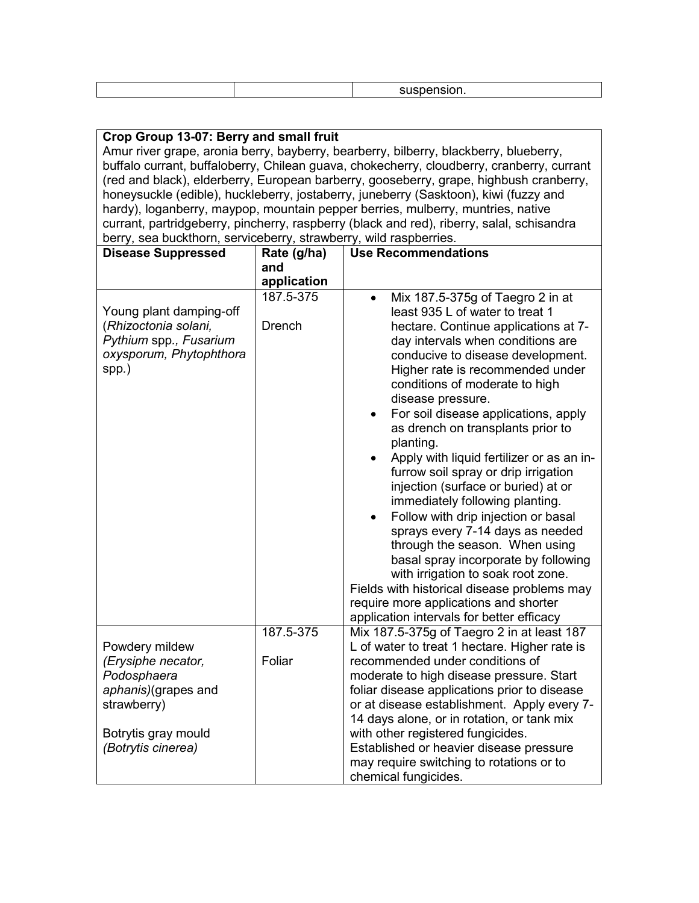| | | suspension. |
|---|---|---|

**Crop Group 13-07: Berry and small fruit**

Amur river grape, aronia berry, bayberry, bearberry, bilberry, blackberry, blueberry, buffalo currant, buffaloberry, Chilean guava, chokecherry, cloudberry, cranberry, currant (red and black), elderberry, European barberry, gooseberry, grape, highbush cranberry, honeysuckle (edible), huckleberry, jostaberry, juneberry (Sasktoon), kiwi (fuzzy and hardy), loganberry, maypop, mountain pepper berries, mulberry, muntries, native currant, partridgeberry, pincherry, raspberry (black and red), riberry, salal, schisandra berry, sea buckthorn, serviceberry, strawberry, wild raspberries.

| **Disease Suppressed** | **Rate (g/ha) and application** | **Use Recommendations** |
|---|---|---|
| Young plant damping-off (*Rhizoctonia solani, Pythium* spp.*, Fusarium oxysporum, Phytophthora* spp.) | 187.5-375<br><br>Drench | • Mix 187.5-375g of Taegro 2 in at least 935 L of water to treat 1 hectare. Continue applications at 7-day intervals when conditions are conducive to disease development. Higher rate is recommended under conditions of moderate to high disease pressure.<br>• For soil disease applications, apply as drench on transplants prior to planting.<br>• Apply with liquid fertilizer or as an in-furrow soil spray or drip irrigation injection (surface or buried) at or immediately following planting.<br>• Follow with drip injection or basal sprays every 7-14 days as needed through the season. When using basal spray incorporate by following with irrigation to soak root zone.<br>Fields with historical disease problems may require more applications and shorter application intervals for better efficacy |
| Powdery mildew *(Erysiphe necator, Podosphaera aphanis)*(grapes and strawberry)<br><br>Botrytis gray mould *(Botrytis cinerea)* | 187.5-375<br><br>Foliar | Mix 187.5-375g of Taegro 2 in at least 187 L of water to treat 1 hectare. Higher rate is recommended under conditions of moderate to high disease pressure. Start foliar disease applications prior to disease or at disease establishment. Apply every 7-14 days alone, or in rotation, or tank mix with other registered fungicides.<br>Established or heavier disease pressure may require switching to rotations or to chemical fungicides. |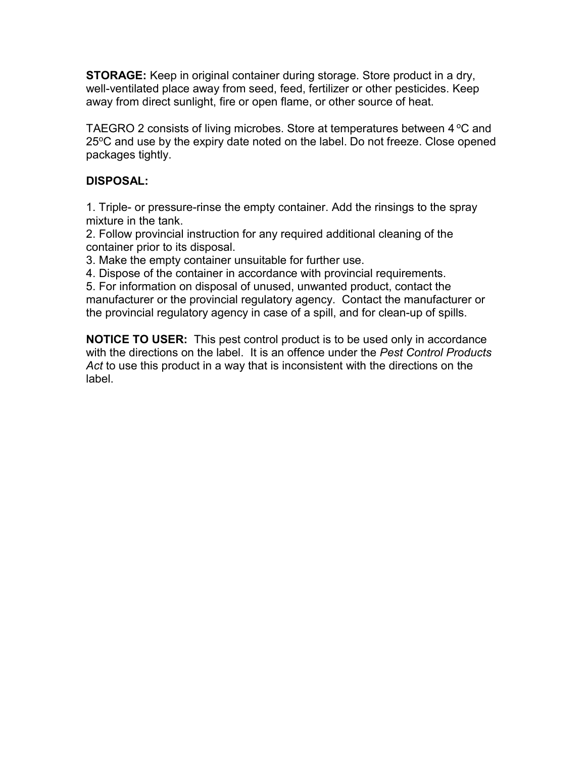**STORAGE:** Keep in original container during storage. Store product in a dry, well-ventilated place away from seed, feed, fertilizer or other pesticides. Keep away from direct sunlight, fire or open flame, or other source of heat.

TAEGRO 2 consists of living microbes. Store at temperatures between 4 ºC and 25ºC and use by the expiry date noted on the label. Do not freeze. Close opened packages tightly.

**DISPOSAL:**

1. Triple- or pressure-rinse the empty container. Add the rinsings to the spray mixture in the tank.
2. Follow provincial instruction for any required additional cleaning of the container prior to its disposal.
3. Make the empty container unsuitable for further use.
4. Dispose of the container in accordance with provincial requirements.
5. For information on disposal of unused, unwanted product, contact the manufacturer or the provincial regulatory agency. Contact the manufacturer or the provincial regulatory agency in case of a spill, and for clean-up of spills.

**NOTICE TO USER:** This pest control product is to be used only in accordance with the directions on the label. It is an offence under the *Pest Control Products Act* to use this product in a way that is inconsistent with the directions on the label.